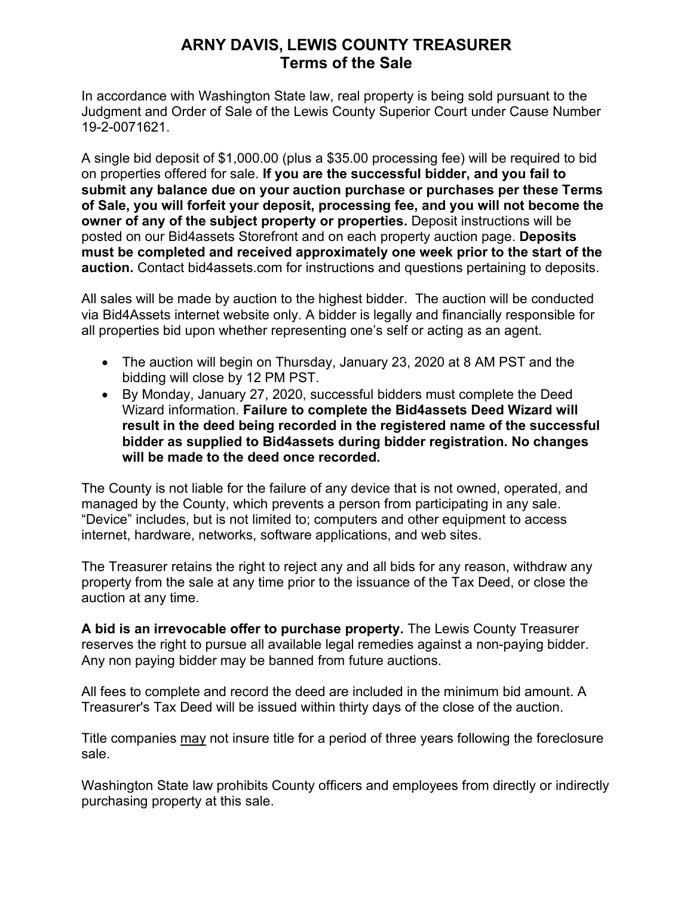# ARNY DAVIS, LEWIS COUNTY TREASURER
## Terms of the Sale

In accordance with Washington State law, real property is being sold pursuant to the Judgment and Order of Sale of the Lewis County Superior Court under Cause Number 19-2-0071621.

A single bid deposit of $1,000.00 (plus a $35.00 processing fee) will be required to bid on properties offered for sale. **If you are the successful bidder, and you fail to submit any balance due on your auction purchase or purchases per these Terms of Sale, you will forfeit your deposit, processing fee, and you will not become the owner of any of the subject property or properties.** Deposit instructions will be posted on our Bid4assets Storefront and on each property auction page. **Deposits must be completed and received approximately one week prior to the start of the auction.** Contact bid4assets.com for instructions and questions pertaining to deposits.

All sales will be made by auction to the highest bidder. The auction will be conducted via Bid4Assets internet website only. A bidder is legally and financially responsible for all properties bid upon whether representing one's self or acting as an agent.

- The auction will begin on Thursday, January 23, 2020 at 8 AM PST and the bidding will close by 12 PM PST.
- By Monday, January 27, 2020, successful bidders must complete the Deed Wizard information. **Failure to complete the Bid4assets Deed Wizard will result in the deed being recorded in the registered name of the successful bidder as supplied to Bid4assets during bidder registration. No changes will be made to the deed once recorded.**

The County is not liable for the failure of any device that is not owned, operated, and managed by the County, which prevents a person from participating in any sale. "Device" includes, but is not limited to; computers and other equipment to access internet, hardware, networks, software applications, and web sites.

The Treasurer retains the right to reject any and all bids for any reason, withdraw any property from the sale at any time prior to the issuance of the Tax Deed, or close the auction at any time.

**A bid is an irrevocable offer to purchase property.** The Lewis County Treasurer reserves the right to pursue all available legal remedies against a non-paying bidder. Any non paying bidder may be banned from future auctions.

All fees to complete and record the deed are included in the minimum bid amount. A Treasurer's Tax Deed will be issued within thirty days of the close of the auction.

Title companies <u>may</u> not insure title for a period of three years following the foreclosure sale.

Washington State law prohibits County officers and employees from directly or indirectly purchasing property at this sale.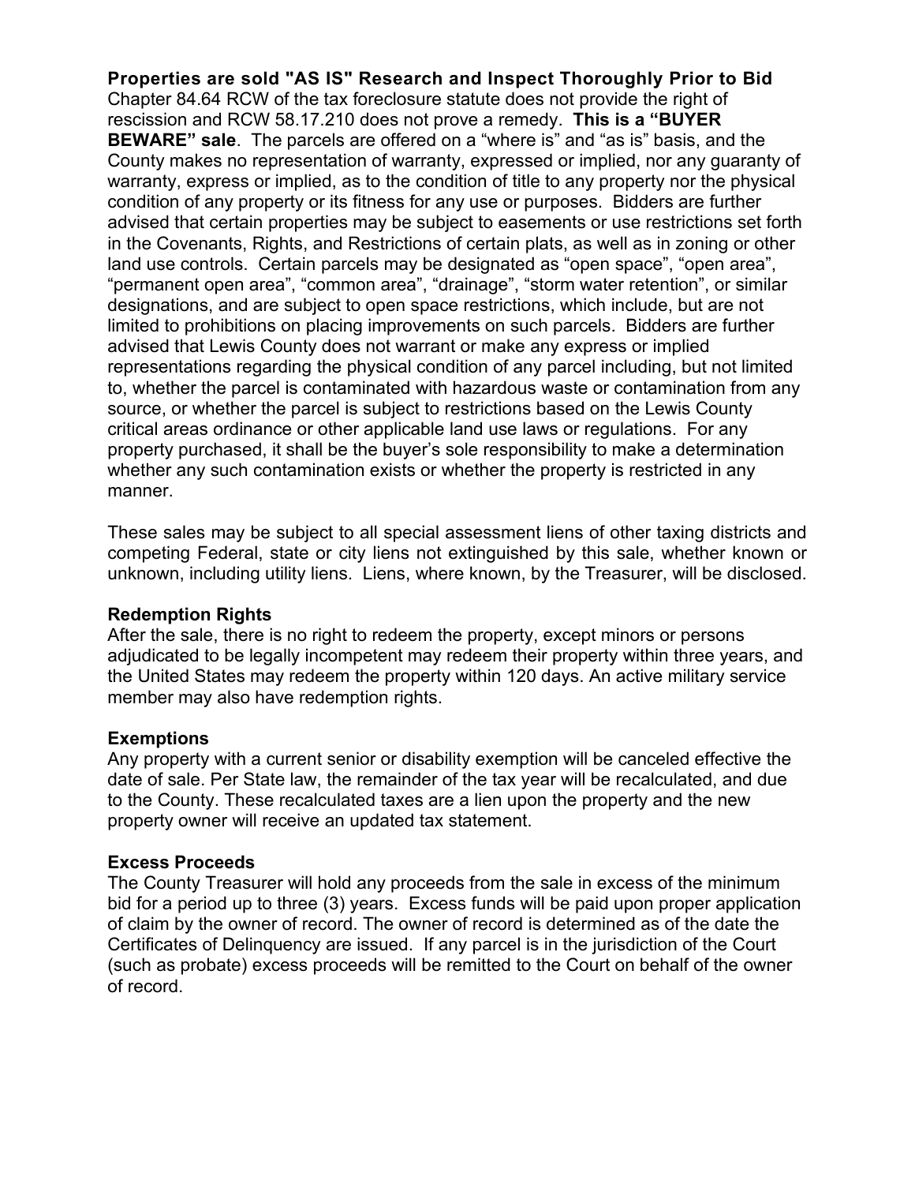**Properties are sold "AS IS" Research and Inspect Thoroughly Prior to Bid**
Chapter 84.64 RCW of the tax foreclosure statute does not provide the right of rescission and RCW 58.17.210 does not prove a remedy. **This is a "BUYER BEWARE" sale**. The parcels are offered on a "where is" and "as is" basis, and the County makes no representation of warranty, expressed or implied, nor any guaranty of warranty, express or implied, as to the condition of title to any property nor the physical condition of any property or its fitness for any use or purposes. Bidders are further advised that certain properties may be subject to easements or use restrictions set forth in the Covenants, Rights, and Restrictions of certain plats, as well as in zoning or other land use controls. Certain parcels may be designated as "open space", "open area", "permanent open area", "common area", "drainage", "storm water retention", or similar designations, and are subject to open space restrictions, which include, but are not limited to prohibitions on placing improvements on such parcels. Bidders are further advised that Lewis County does not warrant or make any express or implied representations regarding the physical condition of any parcel including, but not limited to, whether the parcel is contaminated with hazardous waste or contamination from any source, or whether the parcel is subject to restrictions based on the Lewis County critical areas ordinance or other applicable land use laws or regulations. For any property purchased, it shall be the buyer's sole responsibility to make a determination whether any such contamination exists or whether the property is restricted in any manner.

These sales may be subject to all special assessment liens of other taxing districts and competing Federal, state or city liens not extinguished by this sale, whether known or unknown, including utility liens. Liens, where known, by the Treasurer, will be disclosed.

**Redemption Rights**
After the sale, there is no right to redeem the property, except minors or persons adjudicated to be legally incompetent may redeem their property within three years, and the United States may redeem the property within 120 days. An active military service member may also have redemption rights.

**Exemptions**
Any property with a current senior or disability exemption will be canceled effective the date of sale. Per State law, the remainder of the tax year will be recalculated, and due to the County. These recalculated taxes are a lien upon the property and the new property owner will receive an updated tax statement.

**Excess Proceeds**
The County Treasurer will hold any proceeds from the sale in excess of the minimum bid for a period up to three (3) years. Excess funds will be paid upon proper application of claim by the owner of record. The owner of record is determined as of the date the Certificates of Delinquency are issued. If any parcel is in the jurisdiction of the Court (such as probate) excess proceeds will be remitted to the Court on behalf of the owner of record.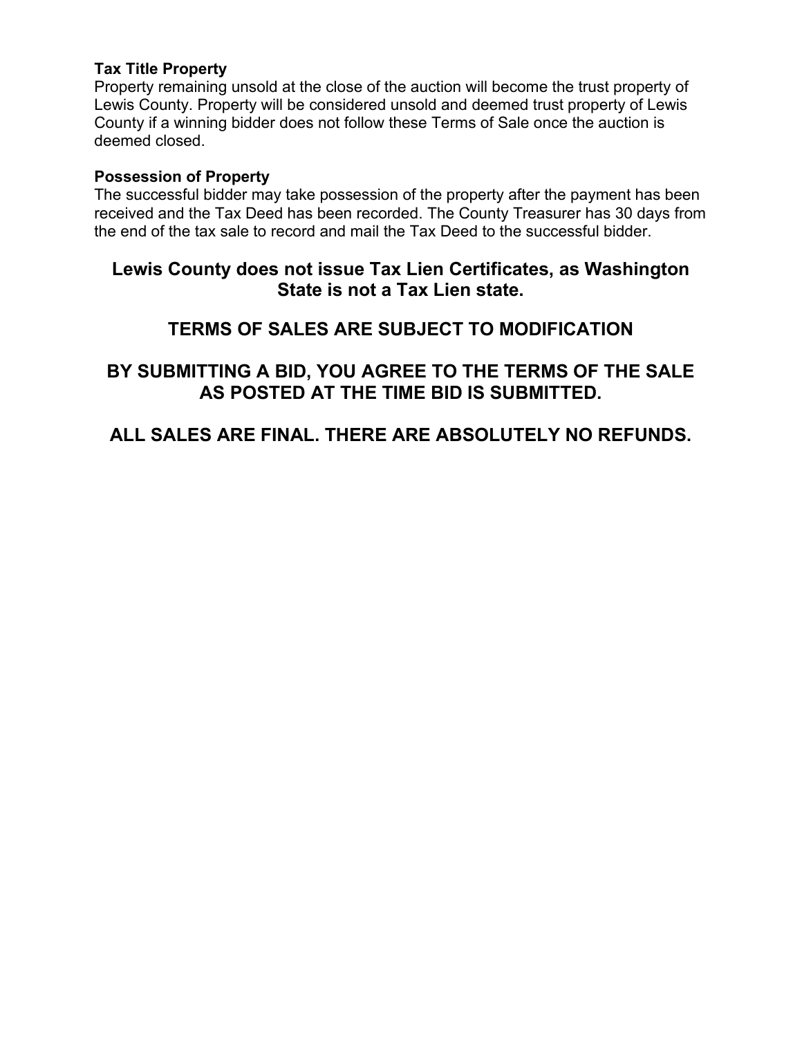**Tax Title Property**
Property remaining unsold at the close of the auction will become the trust property of Lewis County. Property will be considered unsold and deemed trust property of Lewis County if a winning bidder does not follow these Terms of Sale once the auction is deemed closed.

**Possession of Property**
The successful bidder may take possession of the property after the payment has been received and the Tax Deed has been recorded. The County Treasurer has 30 days from the end of the tax sale to record and mail the Tax Deed to the successful bidder.

## Lewis County does not issue Tax Lien Certificates, as Washington State is not a Tax Lien state.

## TERMS OF SALES ARE SUBJECT TO MODIFICATION

## BY SUBMITTING A BID, YOU AGREE TO THE TERMS OF THE SALE AS POSTED AT THE TIME BID IS SUBMITTED.

## ALL SALES ARE FINAL. THERE ARE ABSOLUTELY NO REFUNDS.